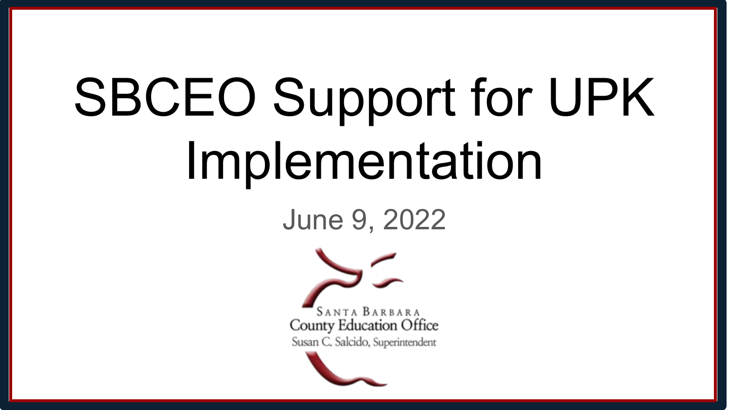# SBCEO Support for UPK Implementation

June 9, 2022

SANTA BARBARA
County Education Office
Susan C. Salcido, Superintendent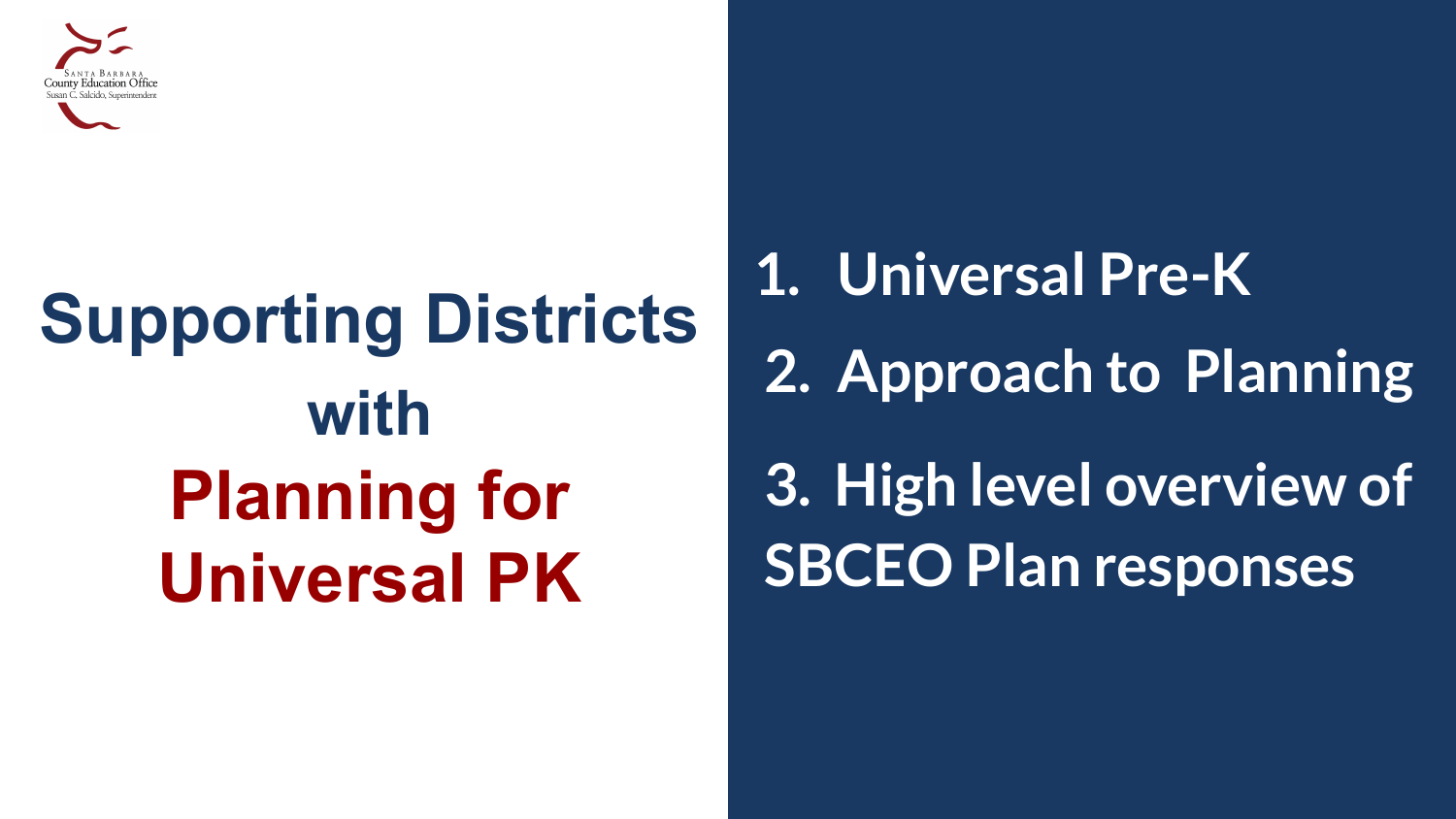Santa Barbara County Education Office
Susan C. Salcido, Superintendent

# Supporting Districts with Planning for Universal PK

1. Universal Pre-K
2. Approach to Planning
3. High level overview of SBCEO Plan responses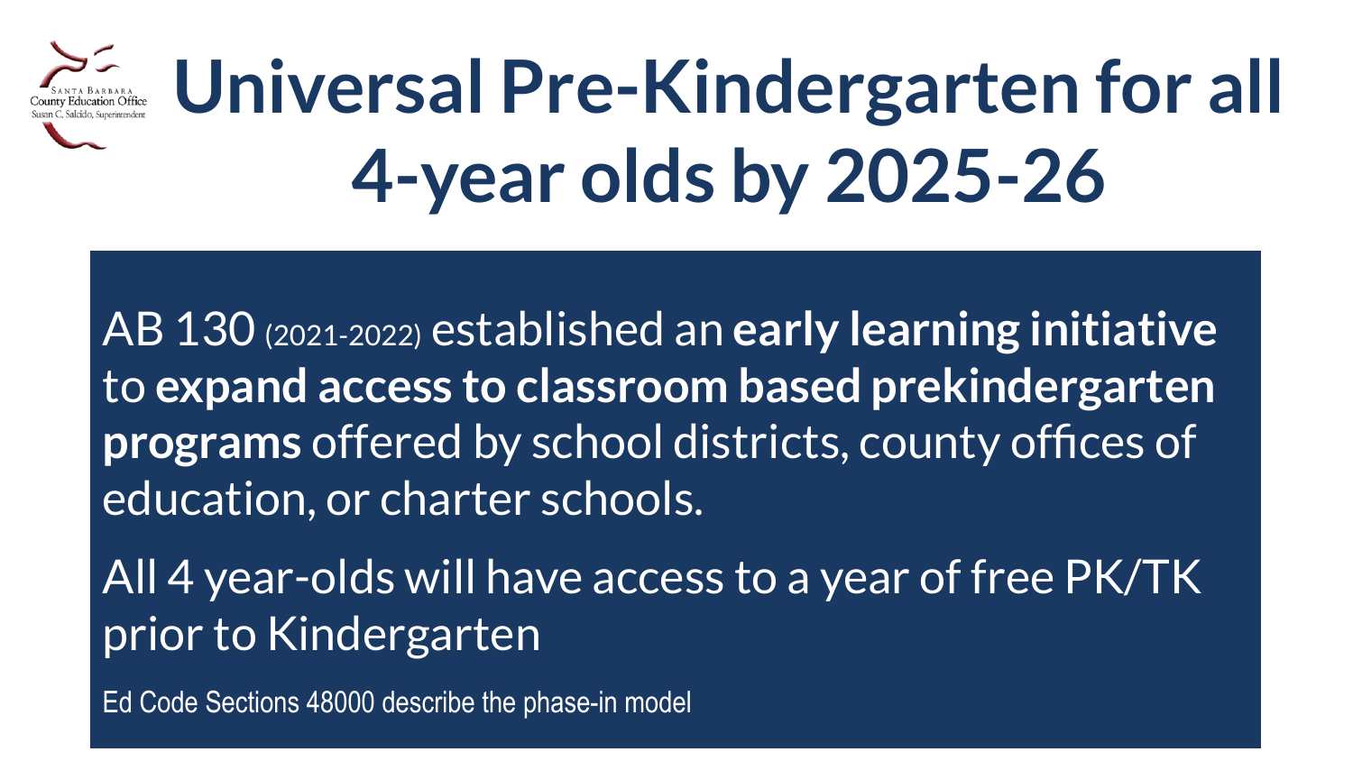# Universal Pre-Kindergarten for all 4-year olds by 2025-26

AB 130 (2021-2022) established an **early learning initiative** to **expand access to classroom based prekindergarten programs** offered by school districts, county offices of education, or charter schools.

All 4 year-olds will have access to a year of free PK/TK prior to Kindergarten

Ed Code Sections 48000 describe the phase-in model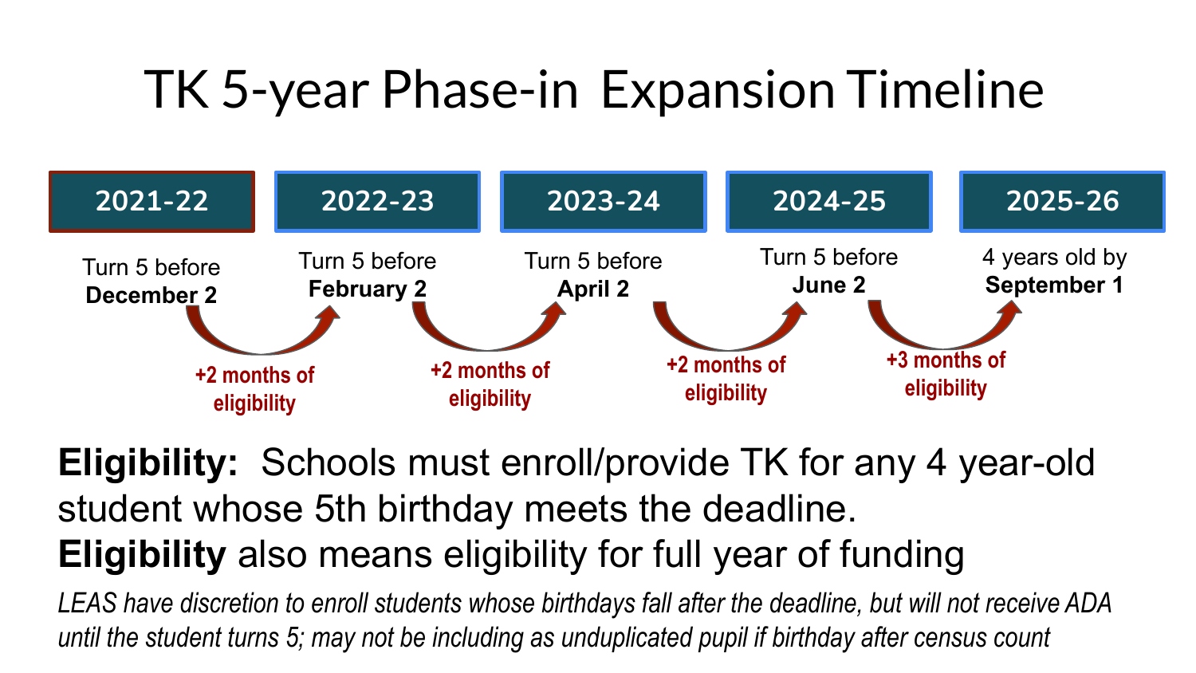# TK 5-year Phase-in Expansion Timeline

| 2021-22 | 2022-23 | 2023-24 | 2024-25 | 2025-26 |
|---|---|---|---|---|
| Turn 5 before **December 2** | Turn 5 before **February 2** | Turn 5 before **April 2** | Turn 5 before **June 2** | 4 years old by **September 1** |

- 2021-22 → 2022-23: **+2 months of eligibility**
- 2022-23 → 2023-24: **+2 months of eligibility**
- 2023-24 → 2024-25: **+2 months of eligibility**
- 2024-25 → 2025-26: **+3 months of eligibility**

**Eligibility:** Schools must enroll/provide TK for any 4 year-old student whose 5th birthday meets the deadline.

**Eligibility** also means eligibility for full year of funding

*LEAS have discretion to enroll students whose birthdays fall after the deadline, but will not receive ADA until the student turns 5; may not be including as unduplicated pupil if birthday after census count*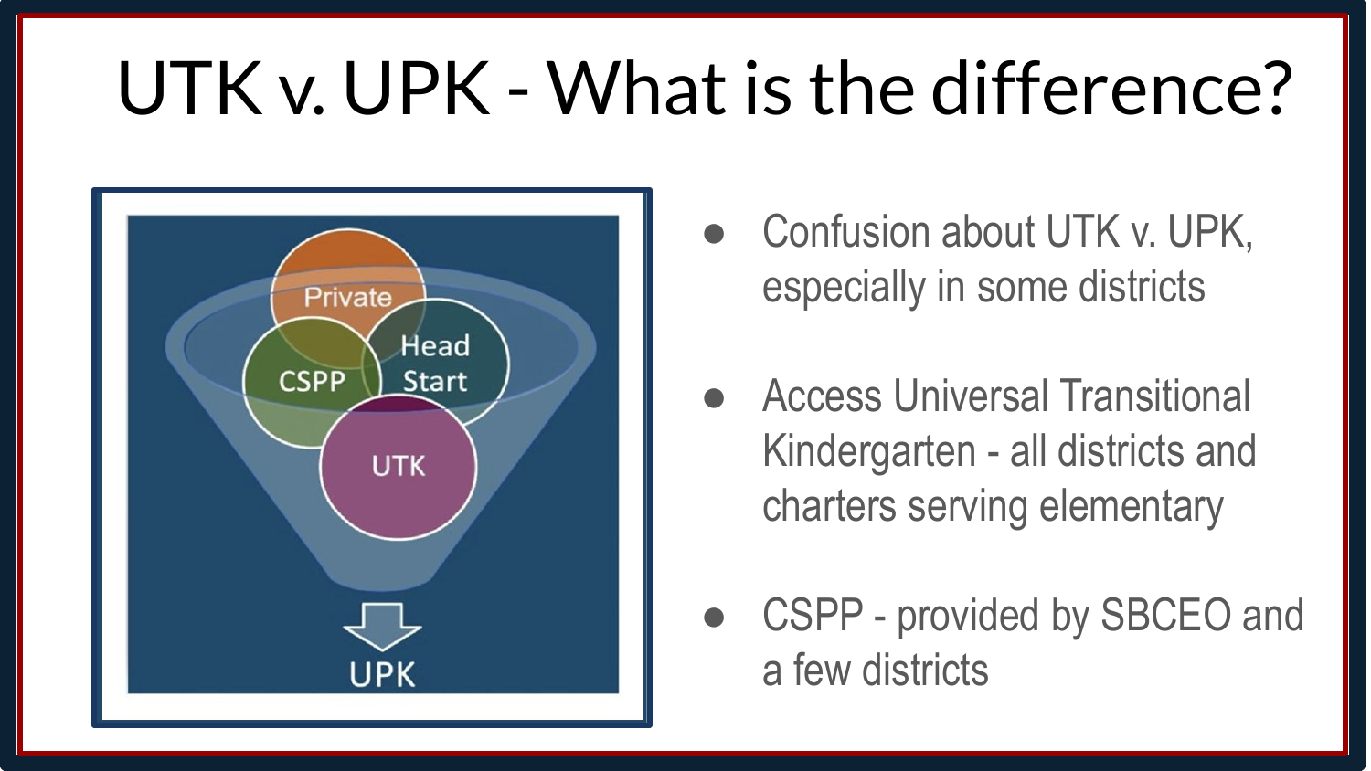# UTK v. UPK - What is the difference?

- Confusion about UTK v. UPK, especially in some districts
- Access Universal Transitional Kindergarten - all districts and charters serving elementary
- CSPP - provided by SBCEO and a few districts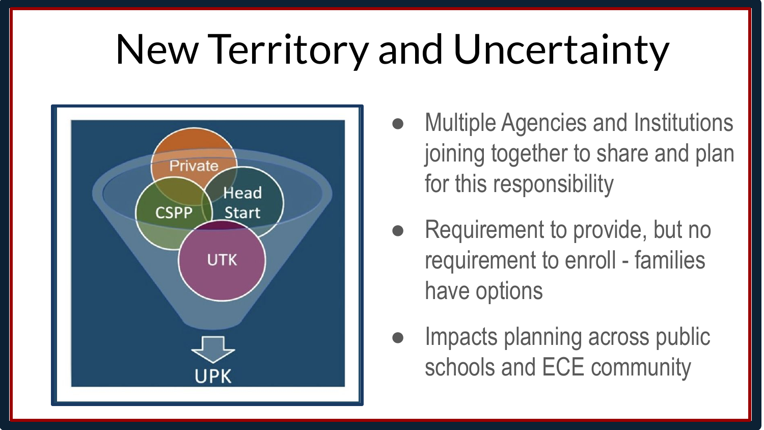# New Territory and Uncertainty

Private

CSPP

Head Start

UTK

UPK

- Multiple Agencies and Institutions joining together to share and plan for this responsibility
- Requirement to provide, but no requirement to enroll - families have options
- Impacts planning across public schools and ECE community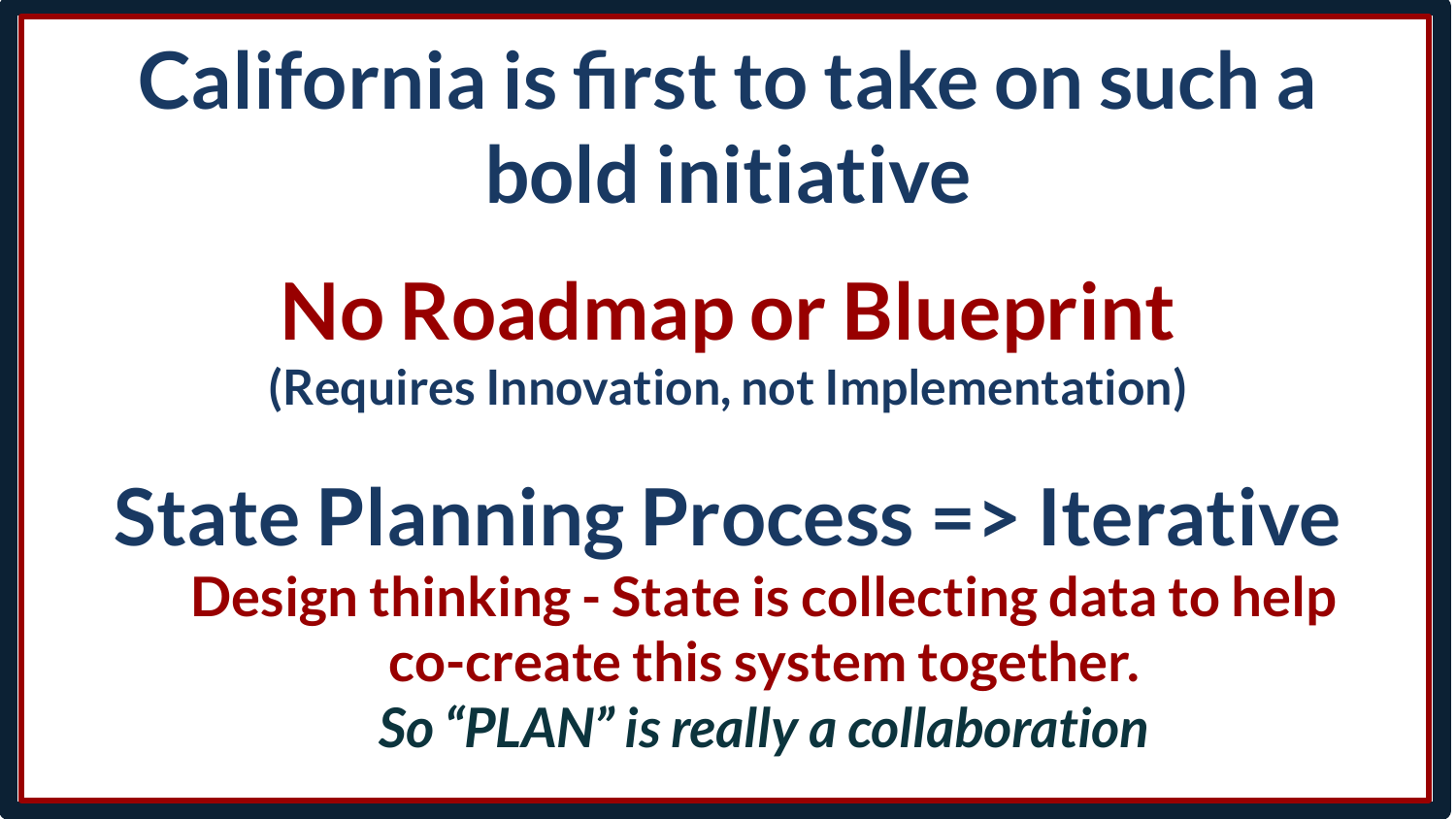# California is first to take on such a bold initiative

## No Roadmap or Blueprint

**(Requires Innovation, not Implementation)**

## State Planning Process => Iterative

**Design thinking - State is collecting data to help co-create this system together.**

***So "PLAN" is really a collaboration***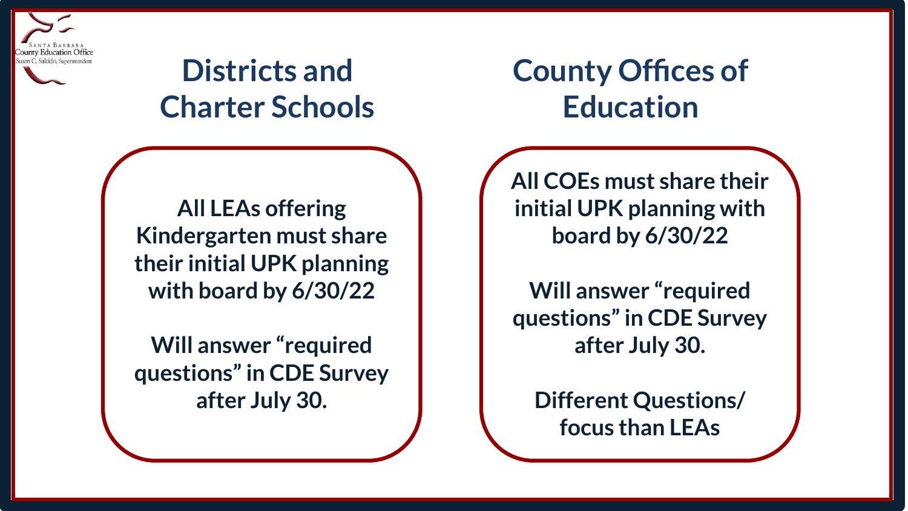## Districts and Charter Schools

All LEAs offering Kindergarten must share their initial UPK planning with board by 6/30/22

Will answer "required questions" in CDE Survey after July 30.

## County Offices of Education

All COEs must share their initial UPK planning with board by 6/30/22

Will answer "required questions" in CDE Survey after July 30.

Different Questions/ focus than LEAs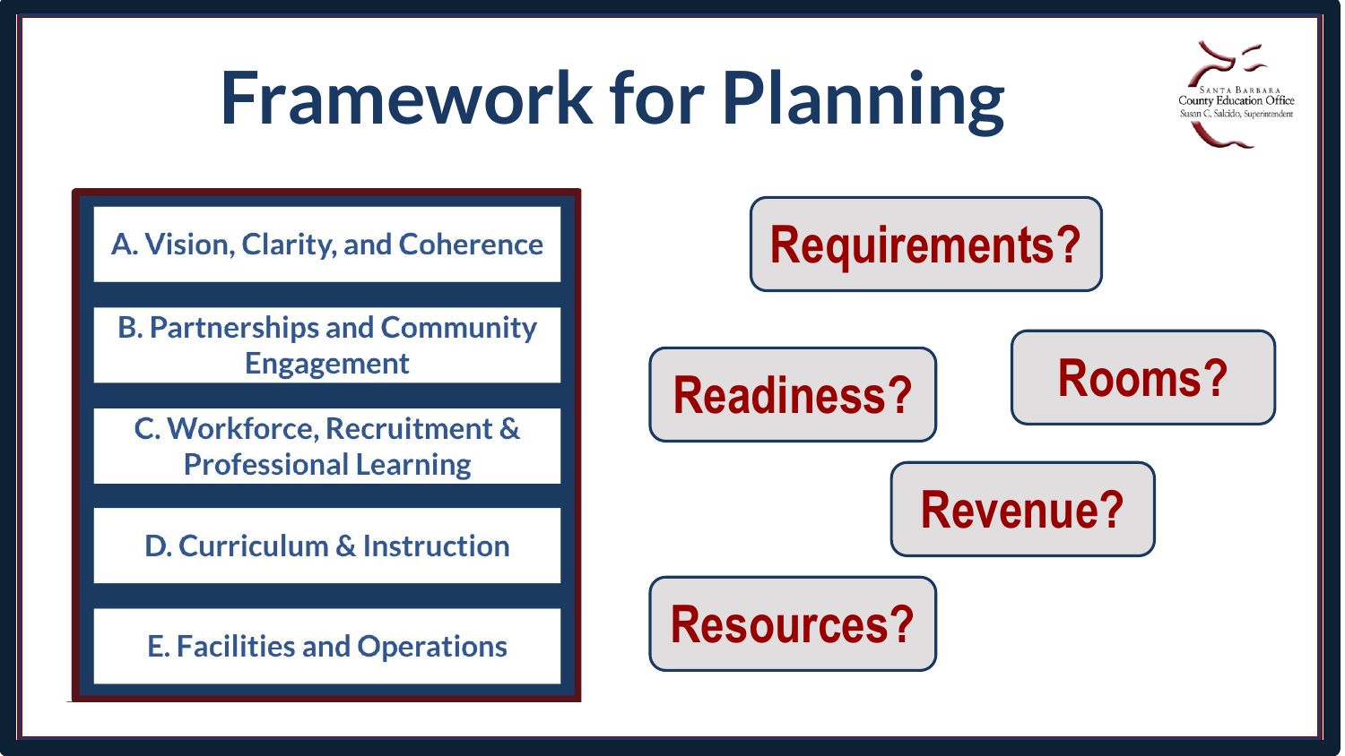# Framework for Planning

- A. Vision, Clarity, and Coherence
- B. Partnerships and Community Engagement
- C. Workforce, Recruitment & Professional Learning
- D. Curriculum & Instruction
- E. Facilities and Operations

**Requirements?**

**Readiness?**

**Rooms?**

**Revenue?**

**Resources?**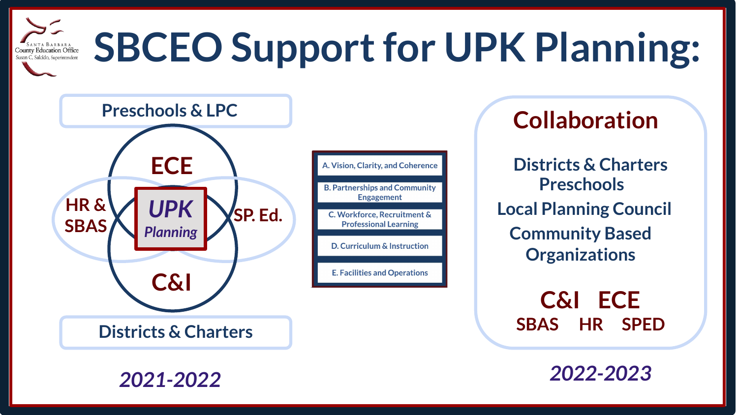# SBCEO Support for UPK Planning:

## 2021-2022

Preschools & LPC

- ECE
- HR & SBAS
- SP. Ed.
- C&I

**UPK *Planning***

Districts & Charters

- A. Vision, Clarity, and Coherence
- B. Partnerships and Community Engagement
- C. Workforce, Recruitment & Professional Learning
- D. Curriculum & Instruction
- E. Facilities and Operations

## 2022-2023

### Collaboration

Districts & Charters
Preschools
Local Planning Council
Community Based Organizations

**C&I ECE**

**SBAS HR SPED**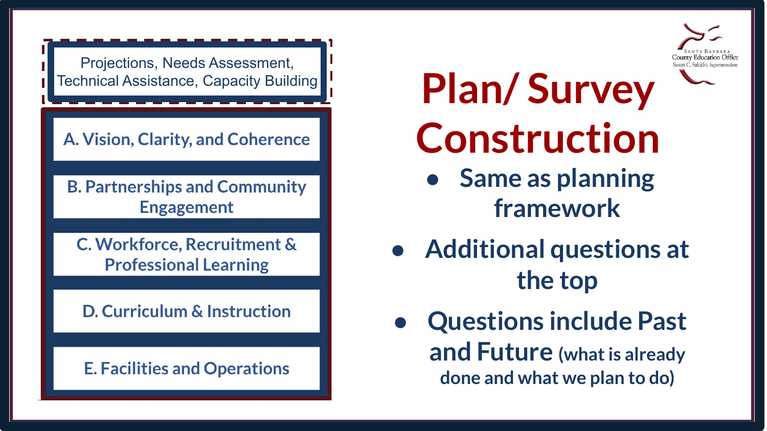Santa Barbara County Education Office
Susan C. Salcido, Superintendent

# Plan/ Survey Construction

- Same as planning framework
- Additional questions at the top
- Questions include Past and Future (what is already done and what we plan to do)

Projections, Needs Assessment, Technical Assistance, Capacity Building

A. Vision, Clarity, and Coherence

B. Partnerships and Community Engagement

C. Workforce, Recruitment & Professional Learning

D. Curriculum & Instruction

E. Facilities and Operations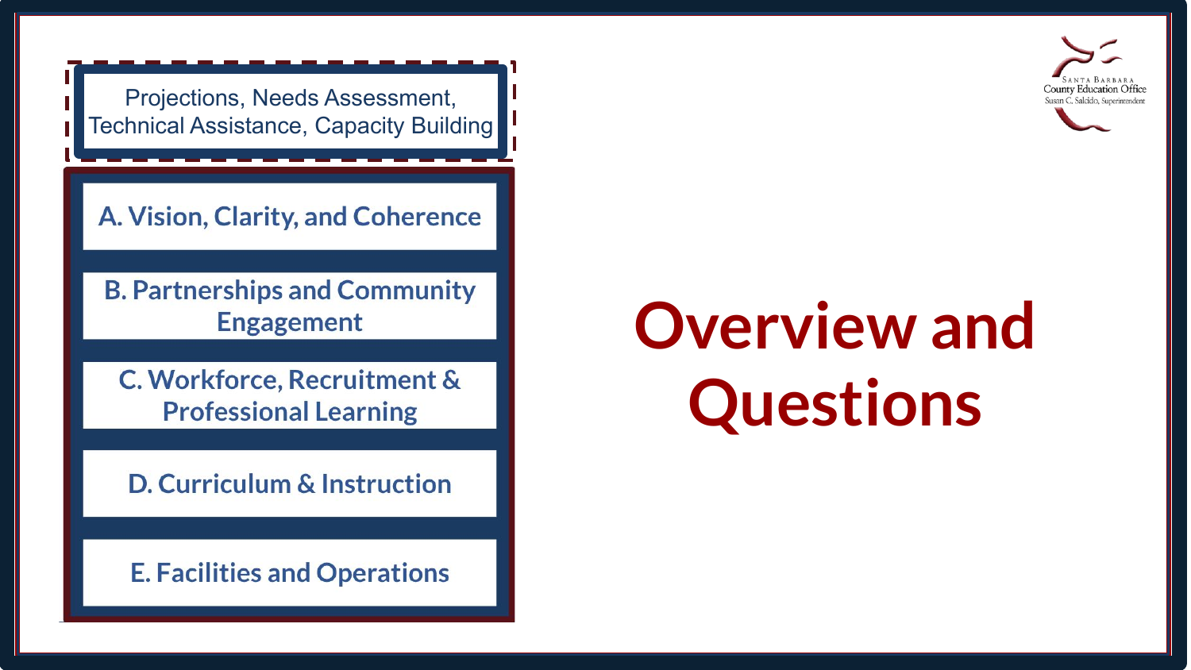Santa Barbara County Education Office
Susan C. Salcido, Superintendent

Projections, Needs Assessment, Technical Assistance, Capacity Building

- A. Vision, Clarity, and Coherence
- B. Partnerships and Community Engagement
- C. Workforce, Recruitment & Professional Learning
- D. Curriculum & Instruction
- E. Facilities and Operations

# Overview and Questions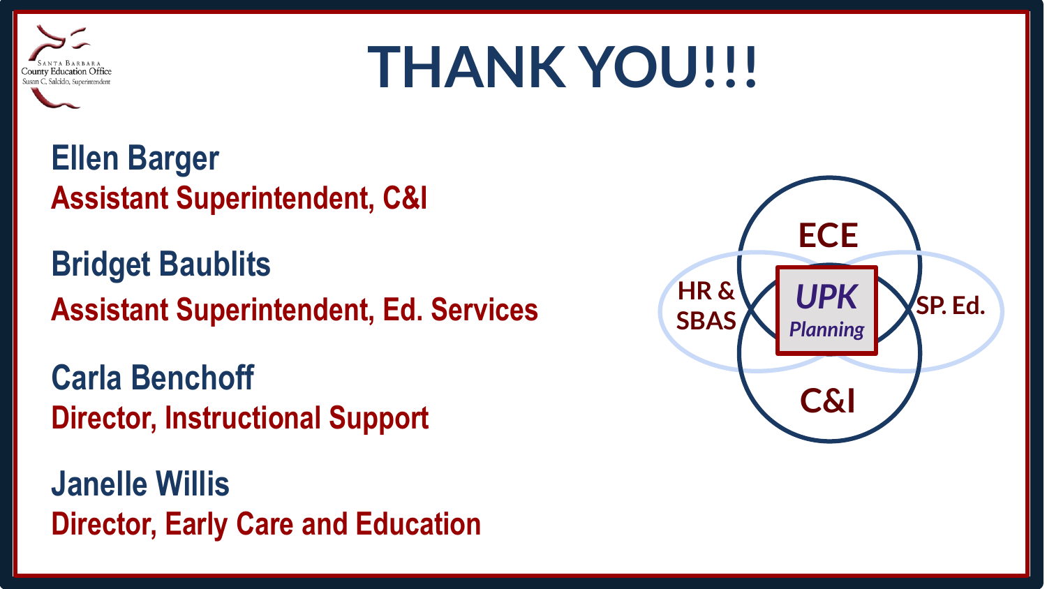Santa Barbara County Education Office
Susan C. Salcido, Superintendent

# THANK YOU!!!

**Ellen Barger**
**Assistant Superintendent, C&I**

**Bridget Baublits**
**Assistant Superintendent, Ed. Services**

**Carla Benchoff**
**Director, Instructional Support**

**Janelle Willis**
**Director, Early Care and Education**

ECE
HR & SBAS
UPK
Planning
SP. Ed.
C&I